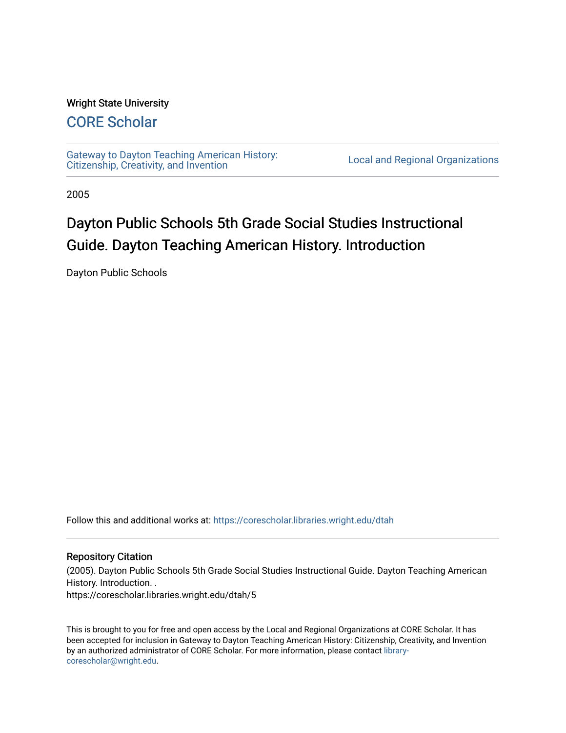Wright State University

## CORE Scholar

Gateway to Dayton Teaching American History: Citizenship, Creativity, and Invention

Local and Regional Organizations

2005

# Dayton Public Schools 5th Grade Social Studies Instructional Guide. Dayton Teaching American History. Introduction

Dayton Public Schools

Follow this and additional works at: https://corescholar.libraries.wright.edu/dtah

### Repository Citation

(2005). Dayton Public Schools 5th Grade Social Studies Instructional Guide. Dayton Teaching American History. Introduction. .
https://corescholar.libraries.wright.edu/dtah/5

This is brought to you for free and open access by the Local and Regional Organizations at CORE Scholar. It has been accepted for inclusion in Gateway to Dayton Teaching American History: Citizenship, Creativity, and Invention by an authorized administrator of CORE Scholar. For more information, please contact library-corescholar@wright.edu.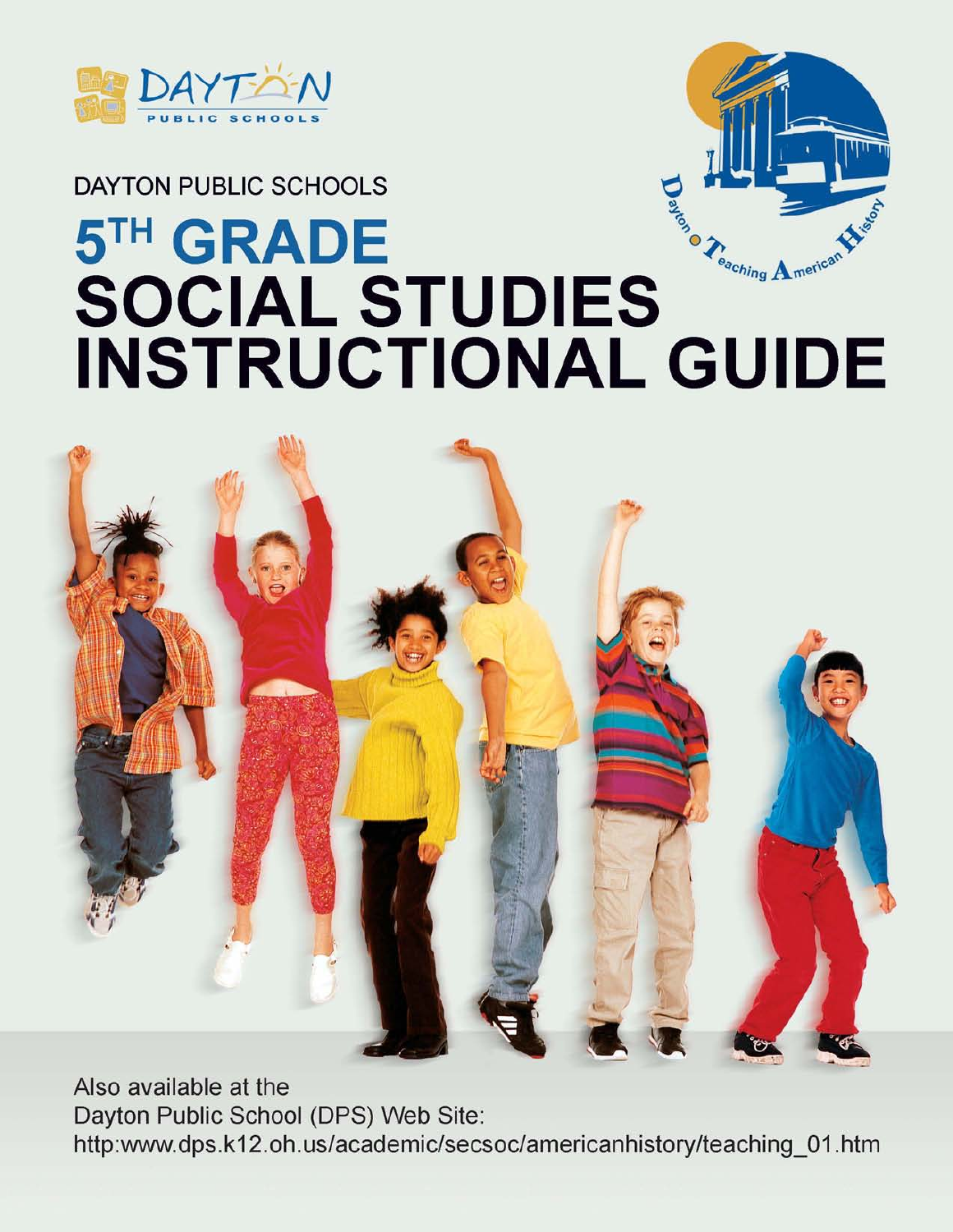DAYTON PUBLIC SCHOOLS

# 5TH GRADE SOCIAL STUDIES INSTRUCTIONAL GUIDE

Also available at the
Dayton Public School (DPS) Web Site:
http:www.dps.k12.oh.us/academic/secsoc/americanhistory/teaching_01.htm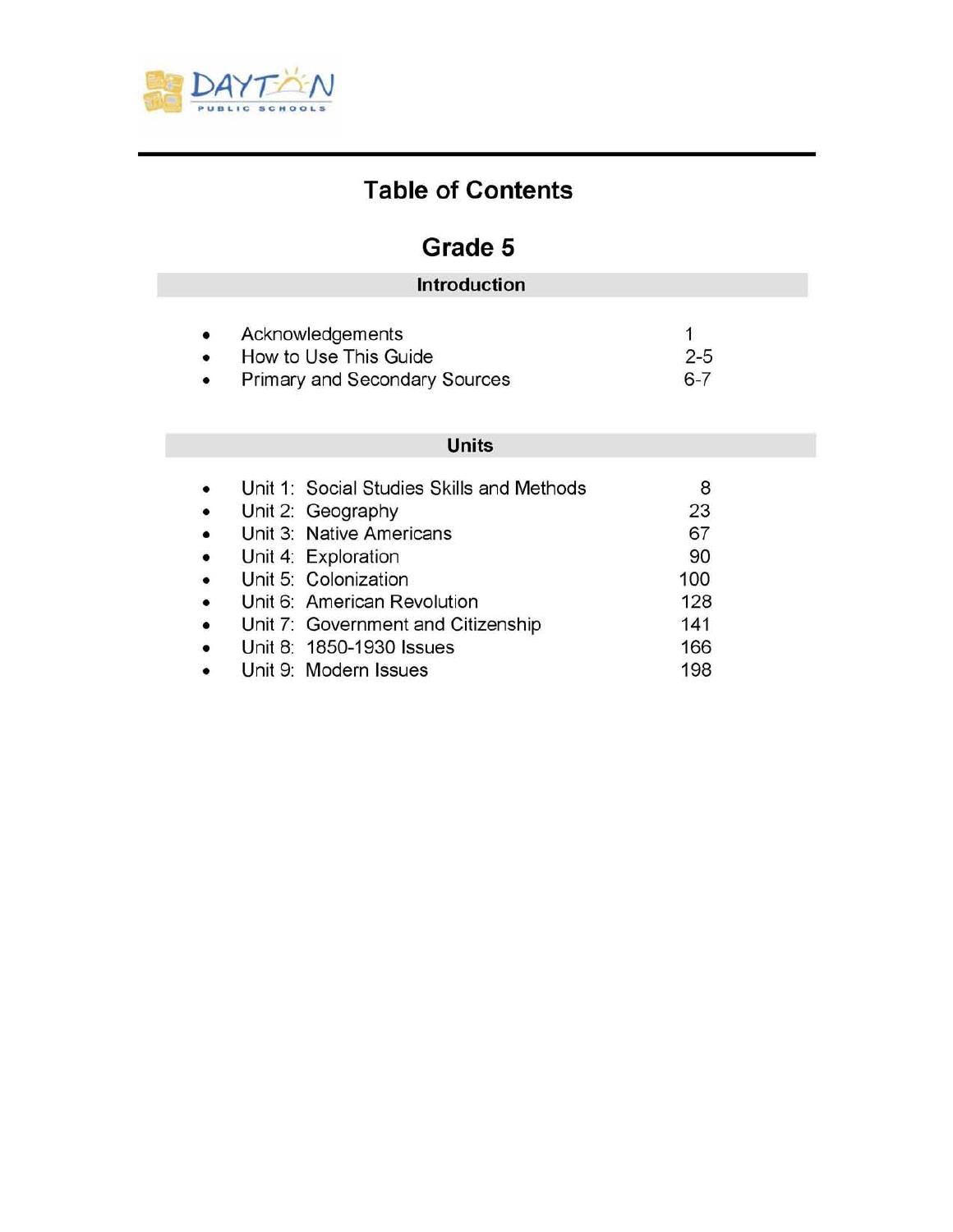DAYTON PUBLIC SCHOOLS

# Table of Contents

## Grade 5

### Introduction

- Acknowledgements 1
- How to Use This Guide 2-5
- Primary and Secondary Sources 6-7

### Units

- Unit 1: Social Studies Skills and Methods 8
- Unit 2: Geography 23
- Unit 3: Native Americans 67
- Unit 4: Exploration 90
- Unit 5: Colonization 100
- Unit 6: American Revolution 128
- Unit 7: Government and Citizenship 141
- Unit 8: 1850-1930 Issues 166
- Unit 9: Modern Issues 198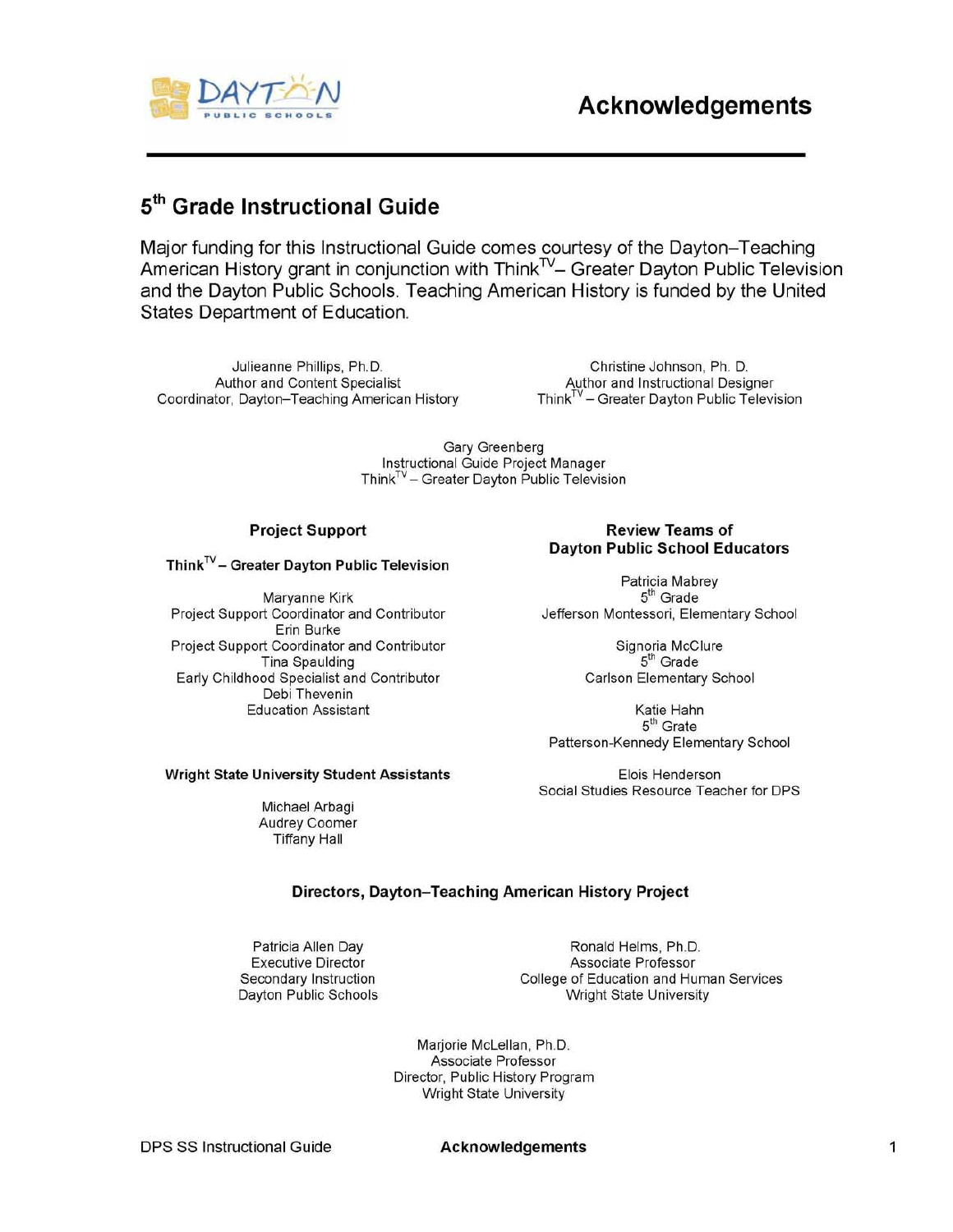# Acknowledgements

## 5th Grade Instructional Guide

Major funding for this Instructional Guide comes courtesy of the Dayton–Teaching American History grant in conjunction with Think$^{TV}$– Greater Dayton Public Television and the Dayton Public Schools. Teaching American History is funded by the United States Department of Education.

Julieanne Phillips, Ph.D.
Author and Content Specialist
Coordinator, Dayton–Teaching American History

Christine Johnson, Ph. D.
Author and Instructional Designer
Think$^{TV}$ – Greater Dayton Public Television

Gary Greenberg
Instructional Guide Project Manager
Think$^{TV}$ – Greater Dayton Public Television

### Project Support

**Think$^{TV}$ – Greater Dayton Public Television**

Maryanne Kirk
Project Support Coordinator and Contributor
Erin Burke
Project Support Coordinator and Contributor
Tina Spaulding
Early Childhood Specialist and Contributor
Debi Thevenin
Education Assistant

**Wright State University Student Assistants**

Michael Arbagi
Audrey Coomer
Tiffany Hall

### Review Teams of Dayton Public School Educators

Patricia Mabrey
5th Grade
Jefferson Montessori, Elementary School

Signoria McClure
5th Grade
Carlson Elementary School

Katie Hahn
5th Grate
Patterson-Kennedy Elementary School

Elois Henderson
Social Studies Resource Teacher for DPS

### Directors, Dayton–Teaching American History Project

Patricia Allen Day
Executive Director
Secondary Instruction
Dayton Public Schools

Ronald Helms, Ph.D.
Associate Professor
College of Education and Human Services
Wright State University

Marjorie McLellan, Ph.D.
Associate Professor
Director, Public History Program
Wright State University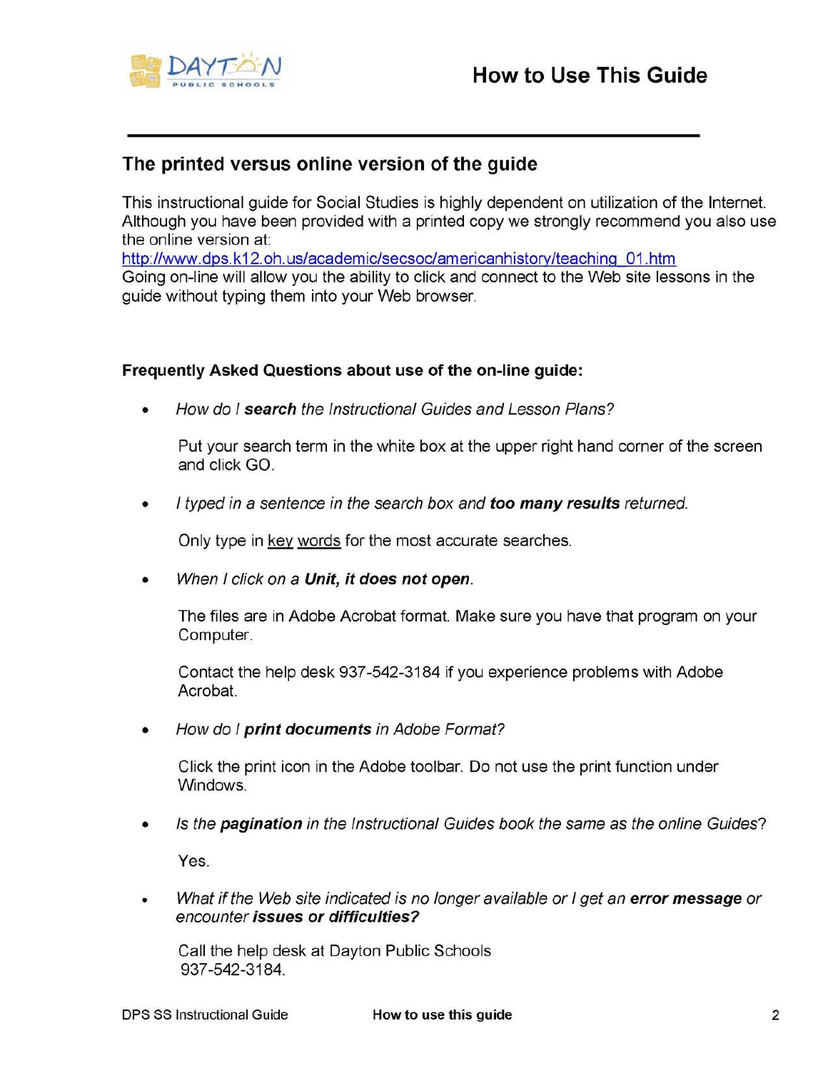# How to Use This Guide

## The printed versus online version of the guide

This instructional guide for Social Studies is highly dependent on utilization of the Internet. Although you have been provided with a printed copy we strongly recommend you also use the online version at:
http://www.dps.k12.oh.us/academic/secsoc/americanhistory/teaching_01.htm
Going on-line will allow you the ability to click and connect to the Web site lessons in the guide without typing them into your Web browser.

**Frequently Asked Questions about use of the on-line guide:**

- *How do I **search** the Instructional Guides and Lesson Plans?*

  Put your search term in the white box at the upper right hand corner of the screen and click GO.

- *I typed in a sentence in the search box and **too many results** returned.*

  Only type in key words for the most accurate searches.

- *When I click on a **Unit, it does not open**.*

  The files are in Adobe Acrobat format. Make sure you have that program on your Computer.

  Contact the help desk 937-542-3184 if you experience problems with Adobe Acrobat.

- *How do I **print documents** in Adobe Format?*

  Click the print icon in the Adobe toolbar. Do not use the print function under Windows.

- *Is the **pagination** in the Instructional Guides book the same as the online Guides?*

  Yes.

- *What if the Web site indicated is no longer available or I get an **error message** or encounter **issues or difficulties?***

  Call the help desk at Dayton Public Schools
  937-542-3184.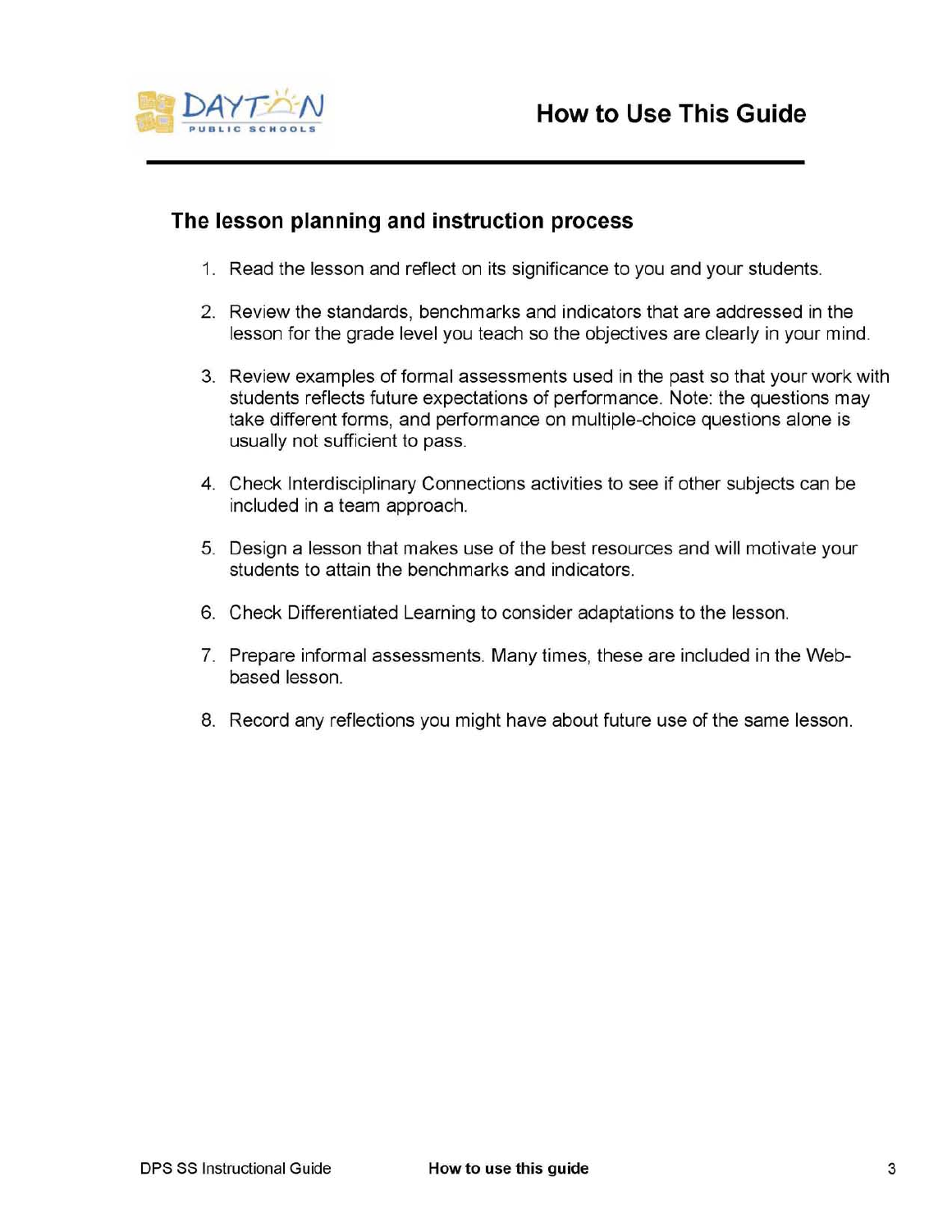# How to Use This Guide

## The lesson planning and instruction process

1. Read the lesson and reflect on its significance to you and your students.
2. Review the standards, benchmarks and indicators that are addressed in the lesson for the grade level you teach so the objectives are clearly in your mind.
3. Review examples of formal assessments used in the past so that your work with students reflects future expectations of performance. Note: the questions may take different forms, and performance on multiple-choice questions alone is usually not sufficient to pass.
4. Check Interdisciplinary Connections activities to see if other subjects can be included in a team approach.
5. Design a lesson that makes use of the best resources and will motivate your students to attain the benchmarks and indicators.
6. Check Differentiated Learning to consider adaptations to the lesson.
7. Prepare informal assessments. Many times, these are included in the Web-based lesson.
8. Record any reflections you might have about future use of the same lesson.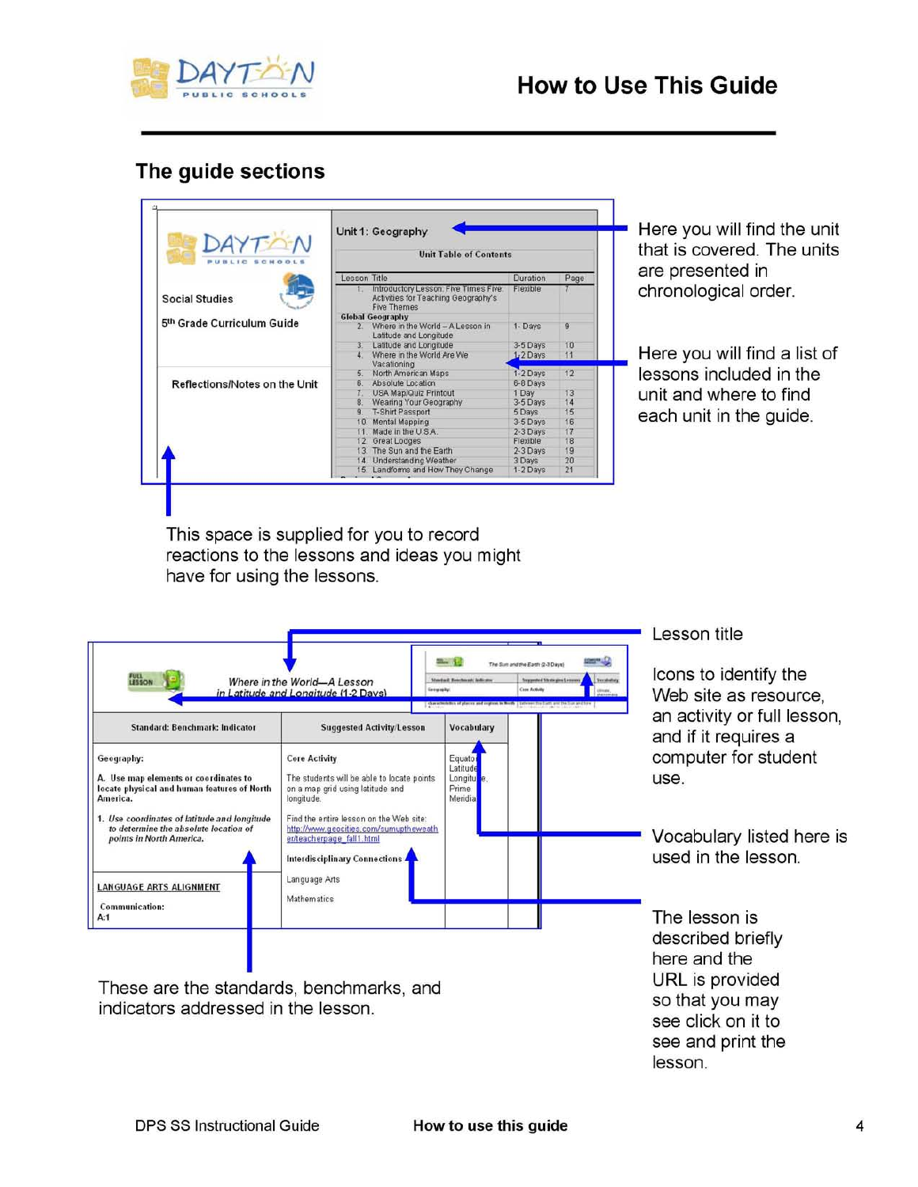# How to Use This Guide

## The guide sections

Here you will find the unit that is covered. The units are presented in chronological order.

Here you will find a list of lessons included in the unit and where to find each unit in the guide.

This space is supplied for you to record reactions to the lessons and ideas you might have for using the lessons.

Lesson title

Icons to identify the Web site as resource, an activity or full lesson, and if it requires a computer for student use.

Vocabulary listed here is used in the lesson.

The lesson is described briefly here and the URL is provided so that you may see click on it to see and print the lesson.

These are the standards, benchmarks, and indicators addressed in the lesson.